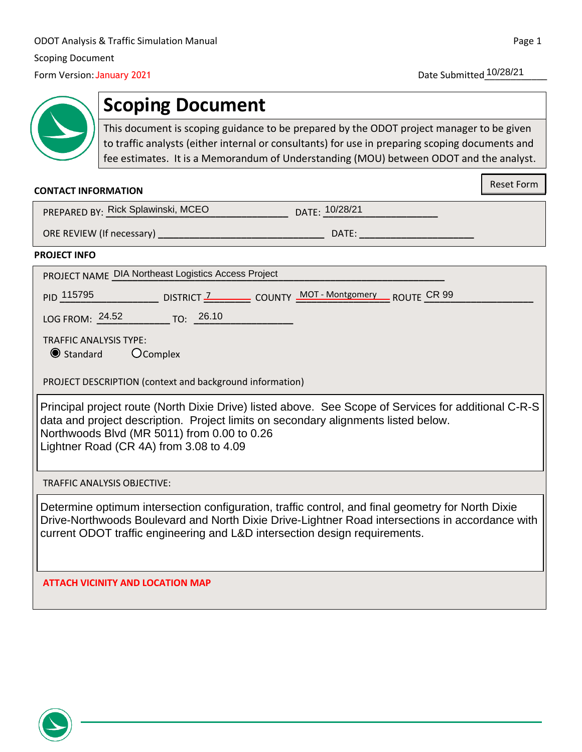ODOT Analysis & Traffic Simulation Manual

Scoping Document

Form Version: January 2021

Date Submitted 10/28/21

# Scoping Document

This document is scoping guidance to be prepared by the ODOT project manager to be given to traffic analysts (either internal or consultants) for use in preparing scoping documents and fee estimates. It is a Memorandum of Understanding (MOU) between ODOT and the analyst.

Reset Form

**CONTACT INFORMATION**

PREPARED BY: Rick Splawinski, MCEO DATE: 10/28/21

ORE REVIEW (If necessary) ______________________ DATE: ______________

**PROJECT INFO**

PROJECT NAME DIA Northeast Logistics Access Project

PID 115795 DISTRICT 7 COUNTY MOT - Montgomery ROUTE CR 99

LOG FROM: 24.52 TO: 26.10

TRAFFIC ANALYSIS TYPE:

- (●) Standard
- ( ) Complex

PROJECT DESCRIPTION (context and background information)

Principal project route (North Dixie Drive) listed above. See Scope of Services for additional C-R-S data and project description. Project limits on secondary alignments listed below.
Northwoods Blvd (MR 5011) from 0.00 to 0.26
Lightner Road (CR 4A) from 3.08 to 4.09

TRAFFIC ANALYSIS OBJECTIVE:

Determine optimum intersection configuration, traffic control, and final geometry for North Dixie Drive-Northwoods Boulevard and North Dixie Drive-Lightner Road intersections in accordance with current ODOT traffic engineering and L&D intersection design requirements.

ATTACH VICINITY AND LOCATION MAP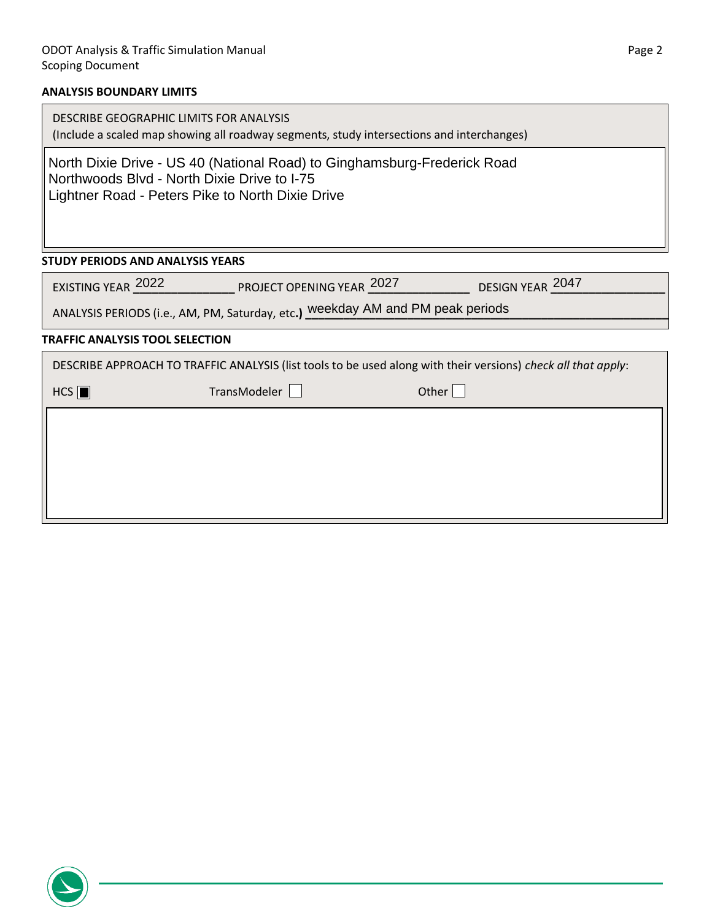## ANALYSIS BOUNDARY LIMITS

DESCRIBE GEOGRAPHIC LIMITS FOR ANALYSIS
(Include a scaled map showing all roadway segments, study intersections and interchanges)

North Dixie Drive - US 40 (National Road) to Ginghamsburg-Frederick Road
Northwoods Blvd - North Dixie Drive to I-75
Lightner Road - Peters Pike to North Dixie Drive

## STUDY PERIODS AND ANALYSIS YEARS

EXISTING YEAR 2022 PROJECT OPENING YEAR 2027 DESIGN YEAR 2047

ANALYSIS PERIODS (i.e., AM, PM, Saturday, etc.) weekday AM and PM peak periods

## TRAFFIC ANALYSIS TOOL SELECTION

DESCRIBE APPROACH TO TRAFFIC ANALYSIS (list tools to be used along with their versions) *check all that apply*:

- [x] HCS
- [ ] TransModeler
- [ ] Other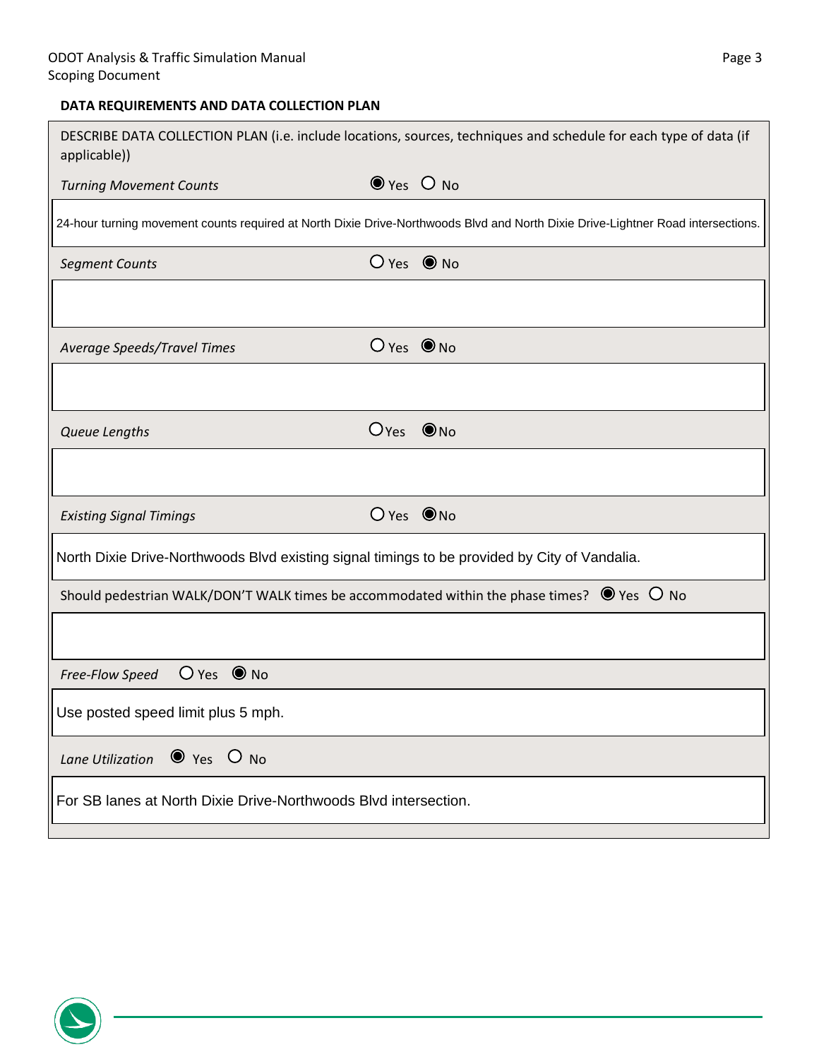## DATA REQUIREMENTS AND DATA COLLECTION PLAN

DESCRIBE DATA COLLECTION PLAN (i.e. include locations, sources, techniques and schedule for each type of data (if applicable))

*Turning Movement Counts* ◉ Yes ○ No

24-hour turning movement counts required at North Dixie Drive-Northwoods Blvd and North Dixie Drive-Lightner Road intersections.

*Segment Counts* ○ Yes ◉ No

*Average Speeds/Travel Times* ○ Yes ◉ No

*Queue Lengths* ○ Yes ◉ No

*Existing Signal Timings* ○ Yes ◉ No

North Dixie Drive-Northwoods Blvd existing signal timings to be provided by City of Vandalia.

Should pedestrian WALK/DON'T WALK times be accommodated within the phase times? ◉ Yes ○ No

*Free-Flow Speed* ○ Yes ◉ No

Use posted speed limit plus 5 mph.

*Lane Utilization* ◉ Yes ○ No

For SB lanes at North Dixie Drive-Northwoods Blvd intersection.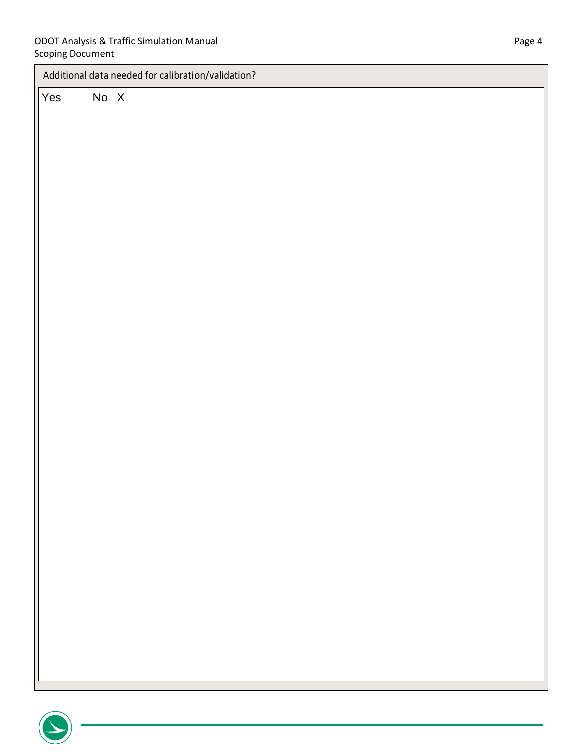Additional data needed for calibration/validation?

Yes No X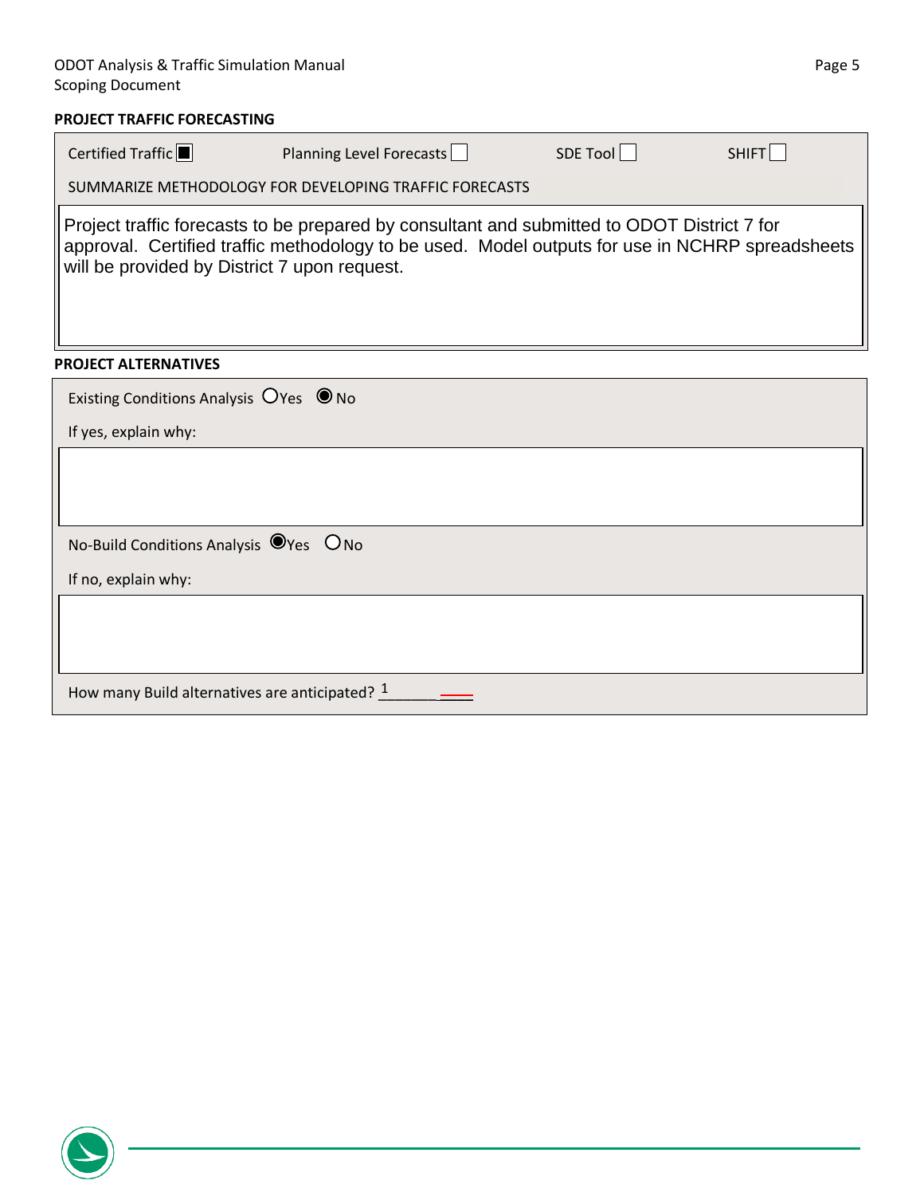## PROJECT TRAFFIC FORECASTING

Certified Traffic ☒ Planning Level Forecasts ☐ SDE Tool ☐ SHIFT ☐

SUMMARIZE METHODOLOGY FOR DEVELOPING TRAFFIC FORECASTS

Project traffic forecasts to be prepared by consultant and submitted to ODOT District 7 for approval. Certified traffic methodology to be used. Model outputs for use in NCHRP spreadsheets will be provided by District 7 upon request.

## PROJECT ALTERNATIVES

Existing Conditions Analysis ○ Yes ◉ No

If yes, explain why:

No-Build Conditions Analysis ◉ Yes ○ No

If no, explain why:

How many Build alternatives are anticipated? 1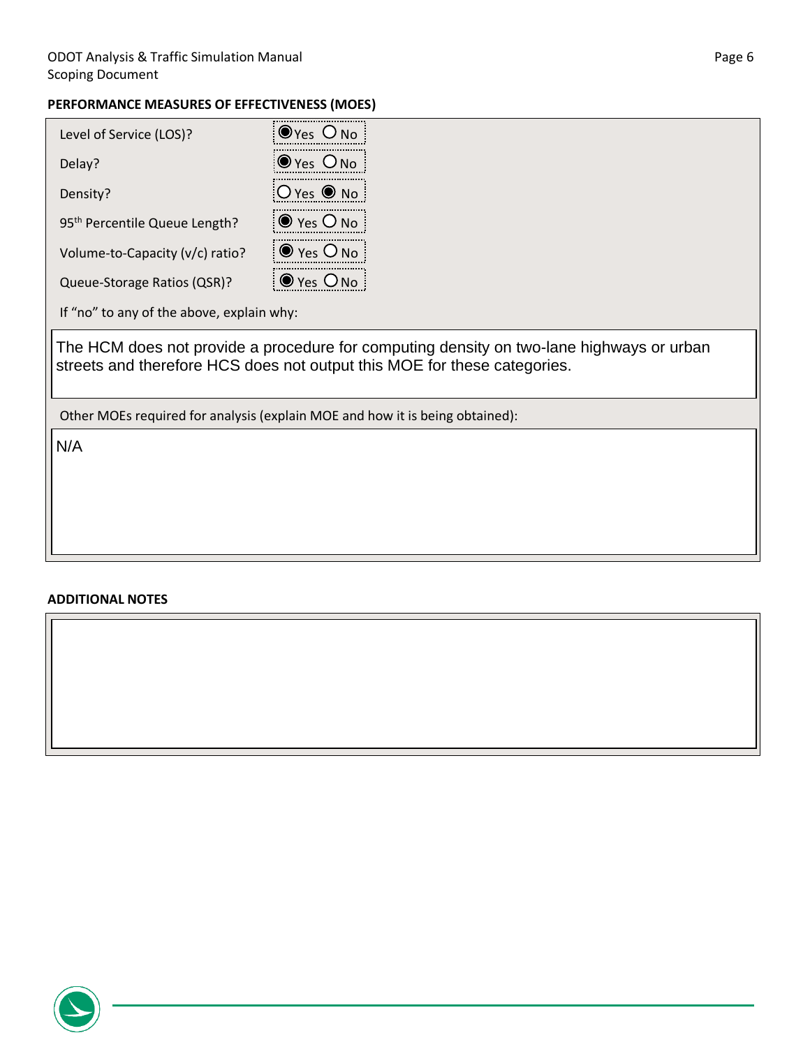## PERFORMANCE MEASURES OF EFFECTIVENESS (MOES)

| | |
|---|---|
| Level of Service (LOS)? | ◉ Yes ○ No |
| Delay? | ◉ Yes ○ No |
| Density? | ○ Yes ◉ No |
| 95th Percentile Queue Length? | ◉ Yes ○ No |
| Volume-to-Capacity (v/c) ratio? | ◉ Yes ○ No |
| Queue-Storage Ratios (QSR)? | ◉ Yes ○ No |

If "no" to any of the above, explain why:

The HCM does not provide a procedure for computing density on two-lane highways or urban streets and therefore HCS does not output this MOE for these categories.

Other MOEs required for analysis (explain MOE and how it is being obtained):

N/A

## ADDITIONAL NOTES